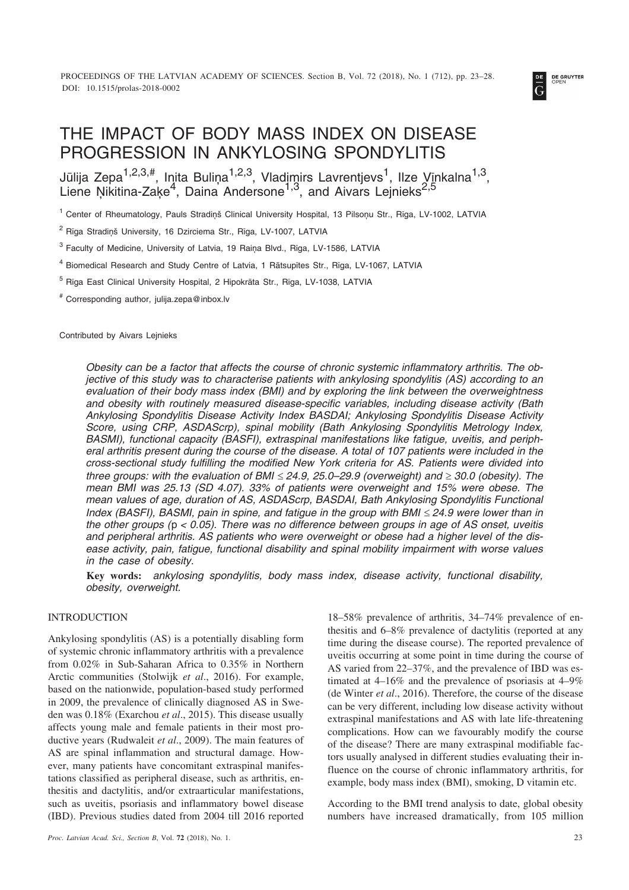# THE IMPACT OF BODY MASS INDEX ON DISEASE PROGRESSION IN ANKYLOSING SPONDYLITIS

Jūlija Zepa[1,2,3,#], Inita Buliņa[1,2,3], Vladimirs Lavrentjevs[1], Ilze Vīnkalna[1,3], Liene Ņikitina-Zaķe[4], Daina Andersone[1,3], and Aivars Lejnieks[2,5]

[1] Center of Rheumatology, Pauls Stradiņš Clinical University Hospital, 13 Pilsoņu Str., Rīga, LV-1002, LATVIA

[2] Rīga Stradiņš University, 16 Dzirciema Str., Rīga, LV-1007, LATVIA

[3] Faculty of Medicine, University of Latvia, 19 Raiņa Blvd., Rīga, LV-1586, LATVIA

[4] Biomedical Research and Study Centre of Latvia, 1 Rātsupītes Str., Rīga, LV-1067, LATVIA

[5] Rīga East Clinical University Hospital, 2 Hipokrāta Str., Rīga, LV-1038, LATVIA

[#] Corresponding author, julija.zepa@inbox.lv

Contributed by Aivars Lejnieks

*Obesity can be a factor that affects the course of chronic systemic inflammatory arthritis. The objective of this study was to characterise patients with ankylosing spondylitis (AS) according to an evaluation of their body mass index (BMI) and by exploring the link between the overweightness and obesity with routinely measured disease-specific variables, including disease activity (Bath Ankylosing Spondylitis Disease Activity Index BASDAI; Ankylosing Spondylitis Disease Activity Score, using CRP, ASDAScrp), spinal mobility (Bath Ankylosing Spondylitis Metrology Index, BASMI), functional capacity (BASFI), extraspinal manifestations like fatigue, uveitis, and peripheral arthritis present during the course of the disease. A total of 107 patients were included in the cross-sectional study fulfilling the modified New York criteria for AS. Patients were divided into three groups: with the evaluation of BMI ≤ 24.9, 25.0–29.9 (overweight) and ≥ 30.0 (obesity). The mean BMI was 25.13 (SD 4.07). 33% of patients were overweight and 15% were obese. The mean values of age, duration of AS, ASDAScrp, BASDAI, Bath Ankylosing Spondylitis Functional Index (BASFI), BASMI, pain in spine, and fatigue in the group with BMI ≤ 24.9 were lower than in the other groups ($p < 0.05$). There was no difference between groups in age of AS onset, uveitis and peripheral arthritis. AS patients who were overweight or obese had a higher level of the disease activity, pain, fatigue, functional disability and spinal mobility impairment with worse values in the case of obesity.*

**Key words:** *ankylosing spondylitis, body mass index, disease activity, functional disability, obesity, overweight.*

## INTRODUCTION

Ankylosing spondylitis (AS) is a potentially disabling form of systemic chronic inflammatory arthritis with a prevalence from 0.02% in Sub-Saharan Africa to 0.35% in Northern Arctic communities (Stolwijk *et al*., 2016). For example, based on the nationwide, population-based study performed in 2009, the prevalence of clinically diagnosed AS in Sweden was 0.18% (Exarchou *et al*., 2015). This disease usually affects young male and female patients in their most productive years (Rudwaleit *et al*., 2009). The main features of AS are spinal inflammation and structural damage. However, many patients have concomitant extraspinal manifestations classified as peripheral disease, such as arthritis, enthesitis and dactylitis, and/or extraarticular manifestations, such as uveitis, psoriasis and inflammatory bowel disease (IBD). Previous studies dated from 2004 till 2016 reported 18–58% prevalence of arthritis, 34–74% prevalence of enthesitis and 6–8% prevalence of dactylitis (reported at any time during the disease course). The reported prevalence of uveitis occurring at some point in time during the course of AS varied from 22–37%, and the prevalence of IBD was estimated at 4–16% and the prevalence of psoriasis at 4–9% (de Winter *et al*., 2016). Therefore, the course of the disease can be very different, including low disease activity without extraspinal manifestations and AS with late life-threatening complications. How can we favourably modify the course of the disease? There are many extraspinal modifiable factors usually analysed in different studies evaluating their influence on the course of chronic inflammatory arthritis, for example, body mass index (BMI), smoking, D vitamin etc.

According to the BMI trend analysis to date, global obesity numbers have increased dramatically, from 105 million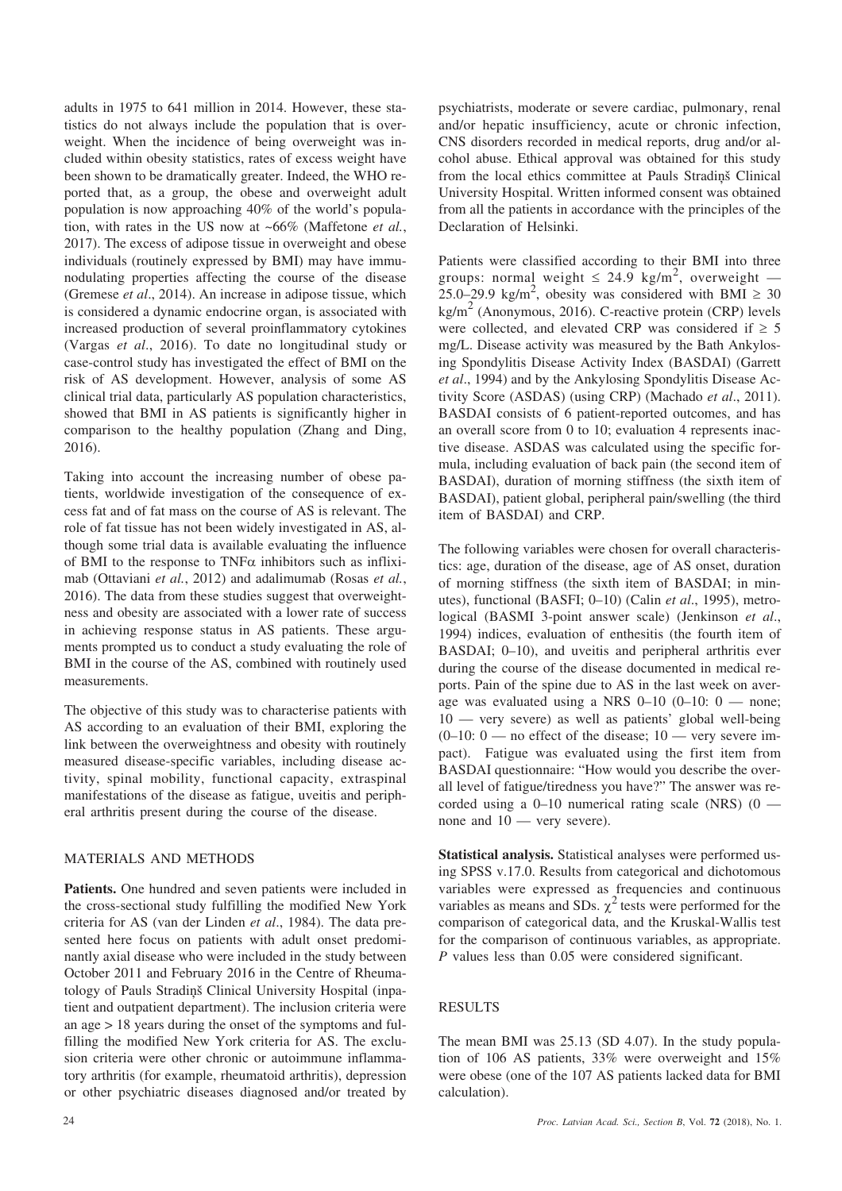adults in 1975 to 641 million in 2014. However, these statistics do not always include the population that is overweight. When the incidence of being overweight was included within obesity statistics, rates of excess weight have been shown to be dramatically greater. Indeed, the WHO reported that, as a group, the obese and overweight adult population is now approaching 40% of the world's population, with rates in the US now at ~66% (Maffetone *et al.*, 2017). The excess of adipose tissue in overweight and obese individuals (routinely expressed by BMI) may have immunodulating properties affecting the course of the disease (Gremese *et al*., 2014). An increase in adipose tissue, which is considered a dynamic endocrine organ, is associated with increased production of several proinflammatory cytokines (Vargas *et al*., 2016). To date no longitudinal study or case-control study has investigated the effect of BMI on the risk of AS development. However, analysis of some AS clinical trial data, particularly AS population characteristics, showed that BMI in AS patients is significantly higher in comparison to the healthy population (Zhang and Ding, 2016).

Taking into account the increasing number of obese patients, worldwide investigation of the consequence of excess fat and of fat mass on the course of AS is relevant. The role of fat tissue has not been widely investigated in AS, although some trial data is available evaluating the influence of BMI to the response to TNFα inhibitors such as infliximab (Ottaviani *et al.*, 2012) and adalimumab (Rosas *et al.*, 2016). The data from these studies suggest that overweightness and obesity are associated with a lower rate of success in achieving response status in AS patients. These arguments prompted us to conduct a study evaluating the role of BMI in the course of the AS, combined with routinely used measurements.

The objective of this study was to characterise patients with AS according to an evaluation of their BMI, exploring the link between the overweightness and obesity with routinely measured disease-specific variables, including disease activity, spinal mobility, functional capacity, extraspinal manifestations of the disease as fatigue, uveitis and peripheral arthritis present during the course of the disease.

## MATERIALS AND METHODS

**Patients.** One hundred and seven patients were included in the cross-sectional study fulfilling the modified New York criteria for AS (van der Linden *et al*., 1984). The data presented here focus on patients with adult onset predominantly axial disease who were included in the study between October 2011 and February 2016 in the Centre of Rheumatology of Pauls Stradiņš Clinical University Hospital (inpatient and outpatient department). The inclusion criteria were an age > 18 years during the onset of the symptoms and fulfilling the modified New York criteria for AS. The exclusion criteria were other chronic or autoimmune inflammatory arthritis (for example, rheumatoid arthritis), depression or other psychiatric diseases diagnosed and/or treated by psychiatrists, moderate or severe cardiac, pulmonary, renal and/or hepatic insufficiency, acute or chronic infection, CNS disorders recorded in medical reports, drug and/or alcohol abuse. Ethical approval was obtained for this study from the local ethics committee at Pauls Stradiņš Clinical University Hospital. Written informed consent was obtained from all the patients in accordance with the principles of the Declaration of Helsinki.

Patients were classified according to their BMI into three groups: normal weight ≤ 24.9 kg/m$^2$, overweight — 25.0–29.9 kg/m$^2$, obesity was considered with BMI ≥ 30 kg/m$^2$ (Anonymous, 2016). C-reactive protein (CRP) levels were collected, and elevated CRP was considered if ≥ 5 mg/L. Disease activity was measured by the Bath Ankylosing Spondylitis Disease Activity Index (BASDAI) (Garrett *et al*., 1994) and by the Ankylosing Spondylitis Disease Activity Score (ASDAS) (using CRP) (Machado *et al*., 2011). BASDAI consists of 6 patient-reported outcomes, and has an overall score from 0 to 10; evaluation 4 represents inactive disease. ASDAS was calculated using the specific formula, including evaluation of back pain (the second item of BASDAI), duration of morning stiffness (the sixth item of BASDAI), patient global, peripheral pain/swelling (the third item of BASDAI) and CRP.

The following variables were chosen for overall characteristics: age, duration of the disease, age of AS onset, duration of morning stiffness (the sixth item of BASDAI; in minutes), functional (BASFI; 0–10) (Calin *et al*., 1995), metrological (BASMI 3-point answer scale) (Jenkinson *et al*., 1994) indices, evaluation of enthesitis (the fourth item of BASDAI; 0–10), and uveitis and peripheral arthritis ever during the course of the disease documented in medical reports. Pain of the spine due to AS in the last week on average was evaluated using a NRS 0–10 (0–10: 0 — none; 10 — very severe) as well as patients' global well-being (0–10: 0 — no effect of the disease; 10 — very severe impact). Fatigue was evaluated using the first item from BASDAI questionnaire: "How would you describe the overall level of fatigue/tiredness you have?" The answer was recorded using a 0–10 numerical rating scale (NRS) (0 — none and 10 — very severe).

**Statistical analysis.** Statistical analyses were performed using SPSS v.17.0. Results from categorical and dichotomous variables were expressed as frequencies and continuous variables as means and SDs. $\chi^2$ tests were performed for the comparison of categorical data, and the Kruskal-Wallis test for the comparison of continuous variables, as appropriate. *P* values less than 0.05 were considered significant.

## RESULTS

The mean BMI was 25.13 (SD 4.07). In the study population of 106 AS patients, 33% were overweight and 15% were obese (one of the 107 AS patients lacked data for BMI calculation).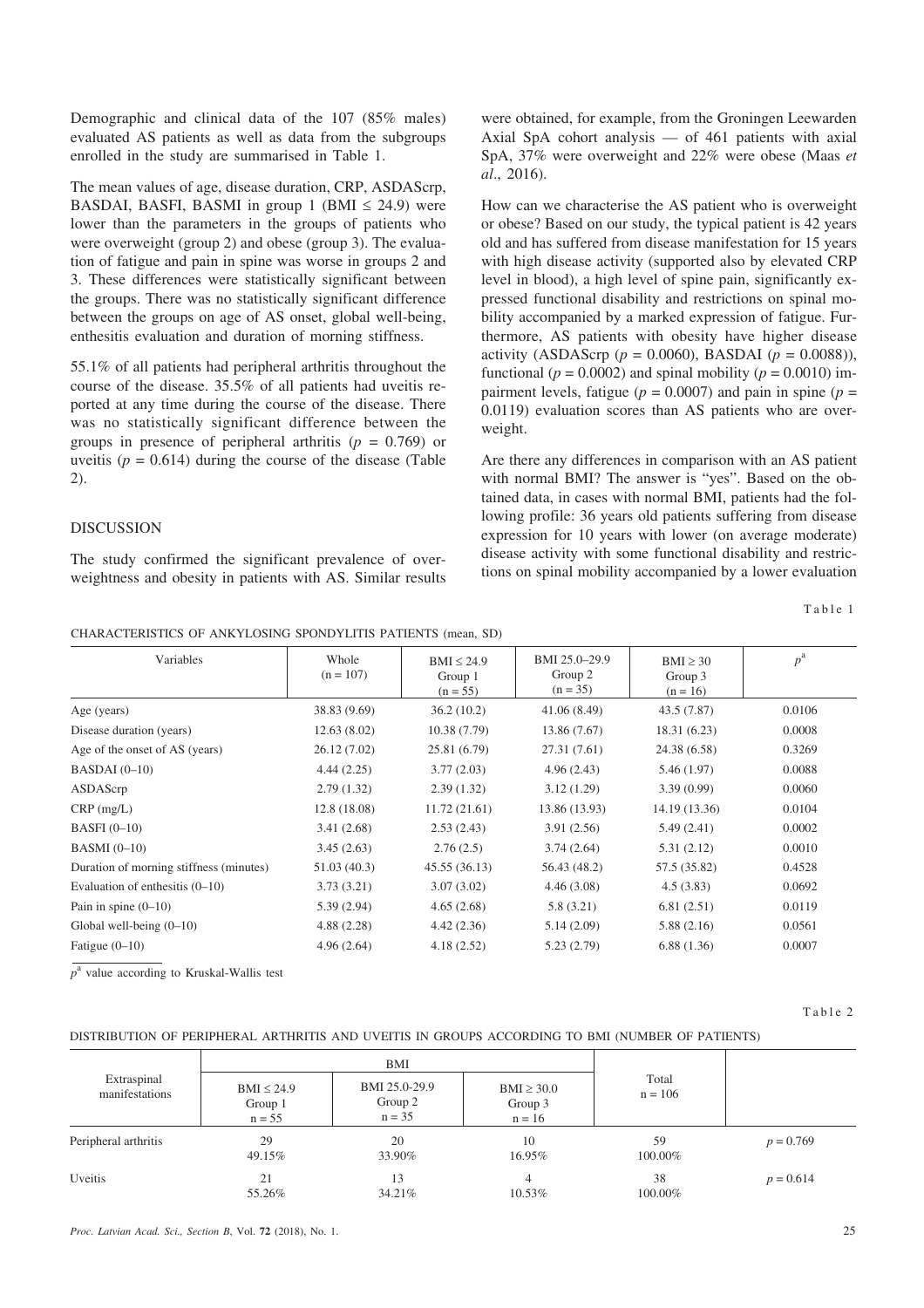Demographic and clinical data of the 107 (85% males) evaluated AS patients as well as data from the subgroups enrolled in the study are summarised in Table 1.

The mean values of age, disease duration, CRP, ASDAScrp, BASDAI, BASFI, BASMI in group 1 (BMI ≤ 24.9) were lower than the parameters in the groups of patients who were overweight (group 2) and obese (group 3). The evaluation of fatigue and pain in spine was worse in groups 2 and 3. These differences were statistically significant between the groups. There was no statistically significant difference between the groups on age of AS onset, global well-being, enthesitis evaluation and duration of morning stiffness.

55.1% of all patients had peripheral arthritis throughout the course of the disease. 35.5% of all patients had uveitis reported at any time during the course of the disease. There was no statistically significant difference between the groups in presence of peripheral arthritis ($p = 0.769$) or uveitis ($p = 0.614$) during the course of the disease (Table 2).

## DISCUSSION

The study confirmed the significant prevalence of overweightness and obesity in patients with AS. Similar results were obtained, for example, from the Groningen Leewarden Axial SpA cohort analysis — of 461 patients with axial SpA, 37% were overweight and 22% were obese (Maas *et al*., 2016).

How can we characterise the AS patient who is overweight or obese? Based on our study, the typical patient is 42 years old and has suffered from disease manifestation for 15 years with high disease activity (supported also by elevated CRP level in blood), a high level of spine pain, significantly expressed functional disability and restrictions on spinal mobility accompanied by a marked expression of fatigue. Furthermore, AS patients with obesity have higher disease activity (ASDAScrp ($p = 0.0060$), BASDAI ($p = 0.0088$)), functional ($p = 0.0002$) and spinal mobility ($p = 0.0010$) impairment levels, fatigue ($p = 0.0007$) and pain in spine ($p = 0.0119$) evaluation scores than AS patients who are overweight.

Are there any differences in comparison with an AS patient with normal BMI? The answer is "yes". Based on the obtained data, in cases with normal BMI, patients had the following profile: 36 years old patients suffering from disease expression for 10 years with lower (on average moderate) disease activity with some functional disability and restrictions on spinal mobility accompanied by a lower evaluation

Table 1

CHARACTERISTICS OF ANKYLOSING SPONDYLITIS PATIENTS (mean, SD)

| Variables | Whole (n = 107) | BMI ≤ 24.9 Group 1 (n = 55) | BMI 25.0–29.9 Group 2 (n = 35) | BMI ≥ 30 Group 3 (n = 16) | $p^a$ |
|---|---|---|---|---|---|
| Age (years) | 38.83 (9.69) | 36.2 (10.2) | 41.06 (8.49) | 43.5 (7.87) | 0.0106 |
| Disease duration (years) | 12.63 (8.02) | 10.38 (7.79) | 13.86 (7.67) | 18.31 (6.23) | 0.0008 |
| Age of the onset of AS (years) | 26.12 (7.02) | 25.81 (6.79) | 27.31 (7.61) | 24.38 (6.58) | 0.3269 |
| BASDAI (0–10) | 4.44 (2.25) | 3.77 (2.03) | 4.96 (2.43) | 5.46 (1.97) | 0.0088 |
| ASDAScrp | 2.79 (1.32) | 2.39 (1.32) | 3.12 (1.29) | 3.39 (0.99) | 0.0060 |
| CRP (mg/L) | 12.8 (18.08) | 11.72 (21.61) | 13.86 (13.93) | 14.19 (13.36) | 0.0104 |
| BASFI (0–10) | 3.41 (2.68) | 2.53 (2.43) | 3.91 (2.56) | 5.49 (2.41) | 0.0002 |
| BASMI (0–10) | 3.45 (2.63) | 2.76 (2.5) | 3.74 (2.64) | 5.31 (2.12) | 0.0010 |
| Duration of morning stiffness (minutes) | 51.03 (40.3) | 45.55 (36.13) | 56.43 (48.2) | 57.5 (35.82) | 0.4528 |
| Evaluation of enthesitis (0–10) | 3.73 (3.21) | 3.07 (3.02) | 4.46 (3.08) | 4.5 (3.83) | 0.0692 |
| Pain in spine (0–10) | 5.39 (2.94) | 4.65 (2.68) | 5.8 (3.21) | 6.81 (2.51) | 0.0119 |
| Global well-being (0–10) | 4.88 (2.28) | 4.42 (2.36) | 5.14 (2.09) | 5.88 (2.16) | 0.0561 |
| Fatigue (0–10) | 4.96 (2.64) | 4.18 (2.52) | 5.23 (2.79) | 6.88 (1.36) | 0.0007 |

$p^a$ value according to Kruskal-Wallis test

Table 2

DISTRIBUTION OF PERIPHERAL ARTHRITIS AND UVEITIS IN GROUPS ACCORDING TO BMI (NUMBER OF PATIENTS)

| Extraspinal manifestations | BMI | | | Total n = 106 | |
|---|---|---|---|---|---|
| | BMI ≤ 24.9 Group 1 n = 55 | BMI 25.0-29.9 Group 2 n = 35 | BMI ≥ 30.0 Group 3 n = 16 | | |
| Peripheral arthritis | 29 49.15% | 20 33.90% | 10 16.95% | 59 100.00% | $p = 0.769$ |
| Uveitis | 21 55.26% | 13 34.21% | 4 10.53% | 38 100.00% | $p = 0.614$ |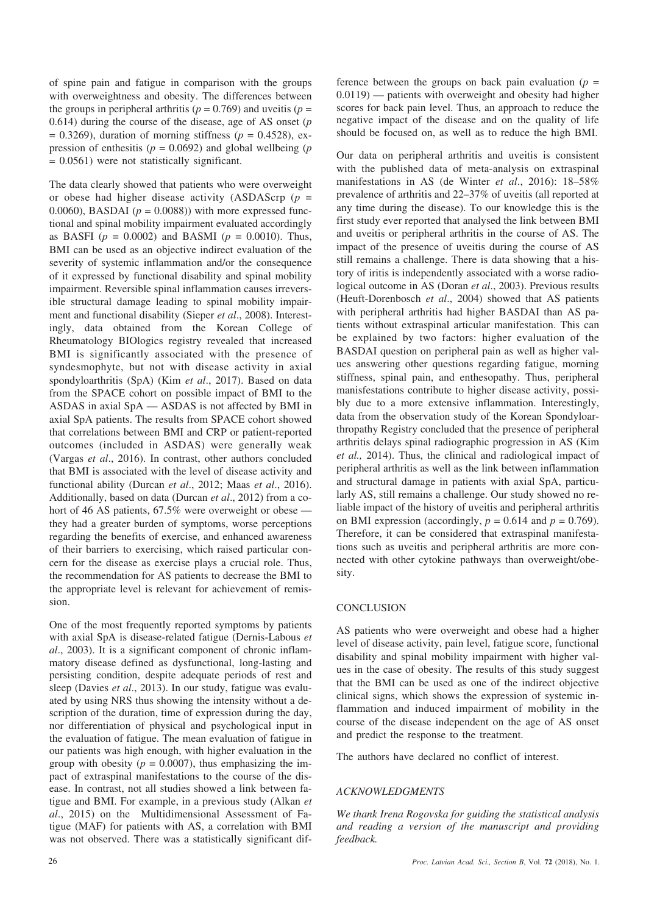of spine pain and fatigue in comparison with the groups with overweightness and obesity. The differences between the groups in peripheral arthritis ($p = 0.769$) and uveitis ($p = 0.614$) during the course of the disease, age of AS onset ($p = 0.3269$), duration of morning stiffness ($p = 0.4528$), expression of enthesitis ($p = 0.0692$) and global wellbeing ($p = 0.0561$) were not statistically significant.

The data clearly showed that patients who were overweight or obese had higher disease activity (ASDAScrp ($p = 0.0060$), BASDAI ($p = 0.0088$)) with more expressed functional and spinal mobility impairment evaluated accordingly as BASFI ($p = 0.0002$) and BASMI ($p = 0.0010$). Thus, BMI can be used as an objective indirect evaluation of the severity of systemic inflammation and/or the consequence of it expressed by functional disability and spinal mobility impairment. Reversible spinal inflammation causes irreversible structural damage leading to spinal mobility impairment and functional disability (Sieper *et al*., 2008). Interestingly, data obtained from the Korean College of Rheumatology BIOlogics registry revealed that increased BMI is significantly associated with the presence of syndesmophyte, but not with disease activity in axial spondyloarthritis (SpA) (Kim *et al*., 2017). Based on data from the SPACE cohort on possible impact of BMI to the ASDAS in axial SpA — ASDAS is not affected by BMI in axial SpA patients. The results from SPACE cohort showed that correlations between BMI and CRP or patient-reported outcomes (included in ASDAS) were generally weak (Vargas *et al*., 2016). In contrast, other authors concluded that BMI is associated with the level of disease activity and functional ability (Durcan *et al*., 2012; Maas *et al*., 2016). Additionally, based on data (Durcan *et al*., 2012) from a cohort of 46 AS patients, 67.5% were overweight or obese — they had a greater burden of symptoms, worse perceptions regarding the benefits of exercise, and enhanced awareness of their barriers to exercising, which raised particular concern for the disease as exercise plays a crucial role. Thus, the recommendation for AS patients to decrease the BMI to the appropriate level is relevant for achievement of remission.

One of the most frequently reported symptoms by patients with axial SpA is disease-related fatigue (Dernis-Labous *et al*., 2003). It is a significant component of chronic inflammatory disease defined as dysfunctional, long-lasting and persisting condition, despite adequate periods of rest and sleep (Davies *et al*., 2013). In our study, fatigue was evaluated by using NRS thus showing the intensity without a description of the duration, time of expression during the day, nor differentiation of physical and psychological input in the evaluation of fatigue. The mean evaluation of fatigue in our patients was high enough, with higher evaluation in the group with obesity ($p = 0.0007$), thus emphasizing the impact of extraspinal manifestations to the course of the disease. In contrast, not all studies showed a link between fatigue and BMI. For example, in a previous study (Alkan *et al*., 2015) on the Multidimensional Assessment of Fatigue (MAF) for patients with AS, a correlation with BMI was not observed. There was a statistically significant difference between the groups on back pain evaluation ($p = 0.0119$) — patients with overweight and obesity had higher scores for back pain level. Thus, an approach to reduce the negative impact of the disease and on the quality of life should be focused on, as well as to reduce the high BMI.

Our data on peripheral arthritis and uveitis is consistent with the published data of meta-analysis on extraspinal manifestations in AS (de Winter *et al*., 2016): 18–58% prevalence of arthritis and 22–37% of uveitis (all reported at any time during the disease). To our knowledge this is the first study ever reported that analysed the link between BMI and uveitis or peripheral arthritis in the course of AS. The impact of the presence of uveitis during the course of AS still remains a challenge. There is data showing that a history of iritis is independently associated with a worse radiological outcome in AS (Doran *et al*., 2003). Previous results (Heuft-Dorenbosch *et al*., 2004) showed that AS patients with peripheral arthritis had higher BASDAI than AS patients without extraspinal articular manifestation. This can be explained by two factors: higher evaluation of the BASDAI question on peripheral pain as well as higher values answering other questions regarding fatigue, morning stiffness, spinal pain, and enthesopathy. Thus, peripheral mansifestations contribute to higher disease activity, possibly due to a more extensive inflammation. Interestingly, data from the observation study of the Korean Spondyloarthropathy Registry concluded that the presence of peripheral arthritis delays spinal radiographic progression in AS (Kim *et al.,* 2014). Thus, the clinical and radiological impact of peripheral arthritis as well as the link between inflammation and structural damage in patients with axial SpA, particularly AS, still remains a challenge. Our study showed no reliable impact of the history of uveitis and peripheral arthritis on BMI expression (accordingly, $p = 0.614$ and $p = 0.769$). Therefore, it can be considered that extraspinal manifestations such as uveitis and peripheral arthritis are more connected with other cytokine pathways than overweight/obesity.

## CONCLUSION

AS patients who were overweight and obese had a higher level of disease activity, pain level, fatigue score, functional disability and spinal mobility impairment with higher values in the case of obesity. The results of this study suggest that the BMI can be used as one of the indirect objective clinical signs, which shows the expression of systemic inflammation and induced impairment of mobility in the course of the disease independent on the age of AS onset and predict the response to the treatment.

The authors have declared no conflict of interest.

## *ACKNOWLEDGMENTS*

*We thank Irena Rogovska for guiding the statistical analysis and reading a version of the manuscript and providing feedback.*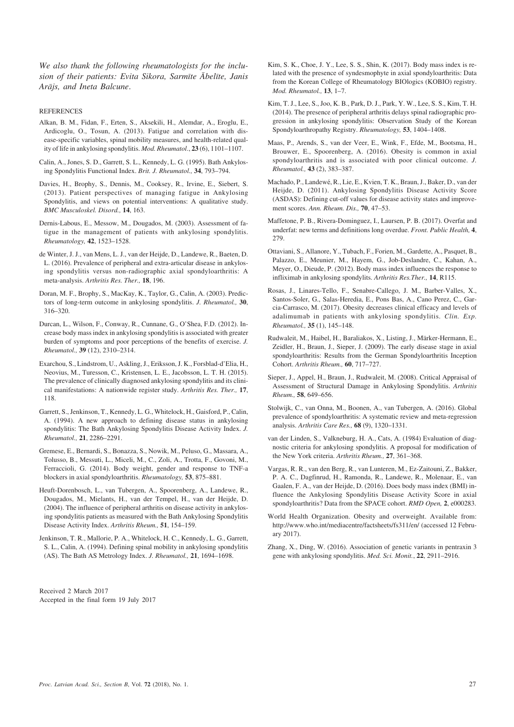*We also thank the following rheumatologists for the inclusion of their patients: Evita Sikora, Sarmīte Ābelīte, Janis Arājs, and Ineta Balcune.*

## REFERENCES

Alkan, B. M., Fidan, F., Erten, S., Aksekili, H., Alemdar, A., Eroglu, E., Ardicoglu, O., Tosun, A. (2013). Fatigue and correlation with disease-specific variables, spinal mobility measures, and health-related quality of life in ankylosing spondylitis. *Mod. Rheumatol.*, **23** (6), 1101–1107.

Calin, A., Jones, S. D., Garrett, S. L., Kennedy, L. G. (1995). Bath Ankylosing Spondylitis Functional Index. *Brit. J. Rheumatol.,* **34**, 793–794.

Davies, H., Brophy, S., Dennis, M., Cooksey, R., Irvine, E., Siebert, S. (2013). Patient perspectives of managing fatigue in Ankylosing Spondylitis, and views on potential interventions: A qualitative study. *BMC Musculoskel. Disord.,* **14**, 163.

Dernis-Labous, E., Messow, M., Dougados, M. (2003). Assessment of fatigue in the management of patients with ankylosing spondylitis. *Rheumatology,* **42**, 1523–1528.

de Winter, J. J., van Mens, L. J., van der Heijde, D., Landewe, R., Baeten, D. L. (2016). Prevalence of peripheral and extra-articular disease in ankylosing spondylitis versus non-radiographic axial spondyloarthritis: A meta-analysis. *Arthritis Res. Ther.,* **18**, 196.

Doran, M. F., Brophy, S., MacKay, K., Taylor, G., Calin, A. (2003). Predictors of long-term outcome in ankylosing spondylitis. *J. Rheumatol.,* **30**, 316–320.

Durcan, L., Wilson, F., Conway, R., Cunnane, G., O'Shea, F.D. (2012). Increase body mass index in ankylosing spondylitis is associated with greater burden of symptoms and poor perceptions of the benefits of exercise. *J. Rheumatol.,* **39** (12), 2310–2314.

Exarchou, S., Lindstrom, U., Askling, J., Eriksson, J. K., Forsblad-d'Elia, H., Neovius, M., Turesson, C., Kristensen, L. E., Jacobsson, L. T. H. (2015). The prevalence of clinically diagnosed ankylosing spondylitis and its clinical manifestations: A nationwide register study. *Arthritis Res. Ther.,* **17**, 118.

Garrett, S., Jenkinson, T., Kennedy, L. G., Whitelock, H., Gaisford, P., Calin, A. (1994). A new approach to defining disease status in ankylosing spondylitis: The Bath Ankylosing Spondylitis Disease Activity Index. *J. Rheumatol.,* **21**, 2286–2291.

Gremese, E., Bernardi, S., Bonazza, S., Nowik, M., Peluso, G., Massara, A., Tolusso, B., Messuti, L., Miceli, M., C., Zoli, A., Trotta, F., Govoni, M., Ferraccioli, G. (2014). Body weight, gender and response to TNF-a blockers in axial spondyloarthritis. *Rheumatology,* **53**, 875–881.

Heuft-Dorenbosch, L., van Tubergen, A., Spoorenberg, A., Landewe, R., Dougados, M., Mielants, H., van der Tempel, H., van der Heijde, D. (2004). The influence of peripheral arthritis on disease activity in ankylosing spondylitis patients as measured with the Bath Ankylosing Spondylitis Disease Activity Index. *Arthritis Rheum.,* **51**, 154–159.

Jenkinson, T. R., Mallorie, P. A., Whitelock, H. C., Kennedy, L. G., Garrett, S. L., Calin, A. (1994). Defining spinal mobility in ankylosing spondylitis (AS). The Bath AS Metrology Index. *J. Rheumatol.,* **21**, 1694–1698.

Kim, S. K., Choe, J. Y., Lee, S. S., Shin, K. (2017). Body mass index is related with the presence of syndesmophyte in axial spondyloarthritis: Data from the Korean College of Rheumatology BIOlogics (KOBIO) registry. *Mod. Rheumatol.,* **13**, 1–7.

Kim, T. J., Lee, S., Joo, K. B., Park, D. J., Park, Y. W., Lee, S. S., Kim, T. H. (2014). The presence of peripheral arthritis delays spinal radiographic progression in ankylosing spondylitis: Observation Study of the Korean Spondyloarthropathy Registry. *Rheumatology,* **53**, 1404–1408.

Maas, P., Arends, S., van der Veer, E., Wink, F., Efde, M., Bootsma, H., Brouwer, E., Spoorenberg, A. (2016). Obesity is common in axial spondyloarthritis and is associated with poor clinical outcome. *J. Rheumatol.,* **43** (2), 383–387.

Machado, P., Landewé, R., Lie, E., Kvien, T. K., Braun, J., Baker, D., van der Heijde, D. (2011). Ankylosing Spondylitis Disease Activity Score (ASDAS): Defining cut-off values for disease activity states and improvement scores. *Ann. Rheum. Dis.,* **70**, 47–53.

Maffetone, P. B., Rivera-Dominguez, I., Laursen, P. B. (2017). Overfat and underfat: new terms and definitions long overdue. *Front. Public Health,* **4**, 279.

Ottaviani, S., Allanore, Y., Tubach, F., Forien, M., Gardette, A., Pasquet, B., Palazzo, E., Meunier, M., Hayem, G., Job-Deslandre, C., Kahan, A., Meyer, O., Dieude, P. (2012). Body mass index influences the response to infliximab in ankylosing spondylits. *Arthritis Res.Ther.,* **14**, R115.

Rosas, J., Linares-Tello, F., Senabre-Callego, J. M., Barber-Valles, X., Santos-Soler, G., Salas-Heredia, E., Pons Bas, A., Cano Perez, C., Garcia-Carrasco, M. (2017). Obesity decreases clinical efficacy and levels of adalimumab in patients with ankylosing spondylitis. *Clin. Exp. Rheumatol.,* **35** (1), 145–148.

Rudwaleit, M., Haibel, H., Baraliakos, X., Listing, J., Märker-Hermann, E., Zeidler, H., Braun, J., Sieper, J. (2009). The early disease stage in axial spondyloarthritis: Results from the German Spondyloarthritis Inception Cohort. *Arthritis Rheum.,* **60**, 717–727.

Sieper, J., Appel, H., Braun, J., Rudwaleit, M. (2008). Critical Appraisal of Assessment of Structural Damage in Ankylosing Spondylitis. *Arthritis Rheum.,* **58**, 649–656.

Stolwijk, C., van Onna, M., Boonen, A., van Tubergen, A. (2016). Global prevalence of spondyloarthritis: A systematic review and meta-regression analysis. *Arthritis Care Res.,* **68** (9), 1320–1331.

van der Linden, S., Valkneburg, H. A., Cats, A. (1984) Evaluation of diagnostic criteria for ankylosing spondylitis. A proposal for modification of the New York criteria. *Arthritis Rheum.,* **27**, 361–368.

Vargas, R. R., van den Berg, R., van Lunteren, M., Ez-Zaitouni, Z., Bakker, P. A. C., Dagfinrud, H., Ramonda, R., Landewe, R., Molenaar, E., van Gaalen, F. A., van der Heijde, D. (2016). Does body mass index (BMI) influence the Ankylosing Spondylitis Disease Activity Score in axial spondyloarthritis? Data from the SPACE cohort. *RMD Open,* **2**, e000283.

World Health Organization. Obesity and overweight. Available from: http://www.who.int/mediacentre/factsheets/fs311/en/ (accessed 12 February 2017).

Zhang, X., Ding, W. (2016). Association of genetic variants in pentraxin 3 gene with ankylosing spondylitis. *Med. Sci. Monit.*, **22**, 2911–2916.

Received 2 March 2017
Accepted in the final form 19 July 2017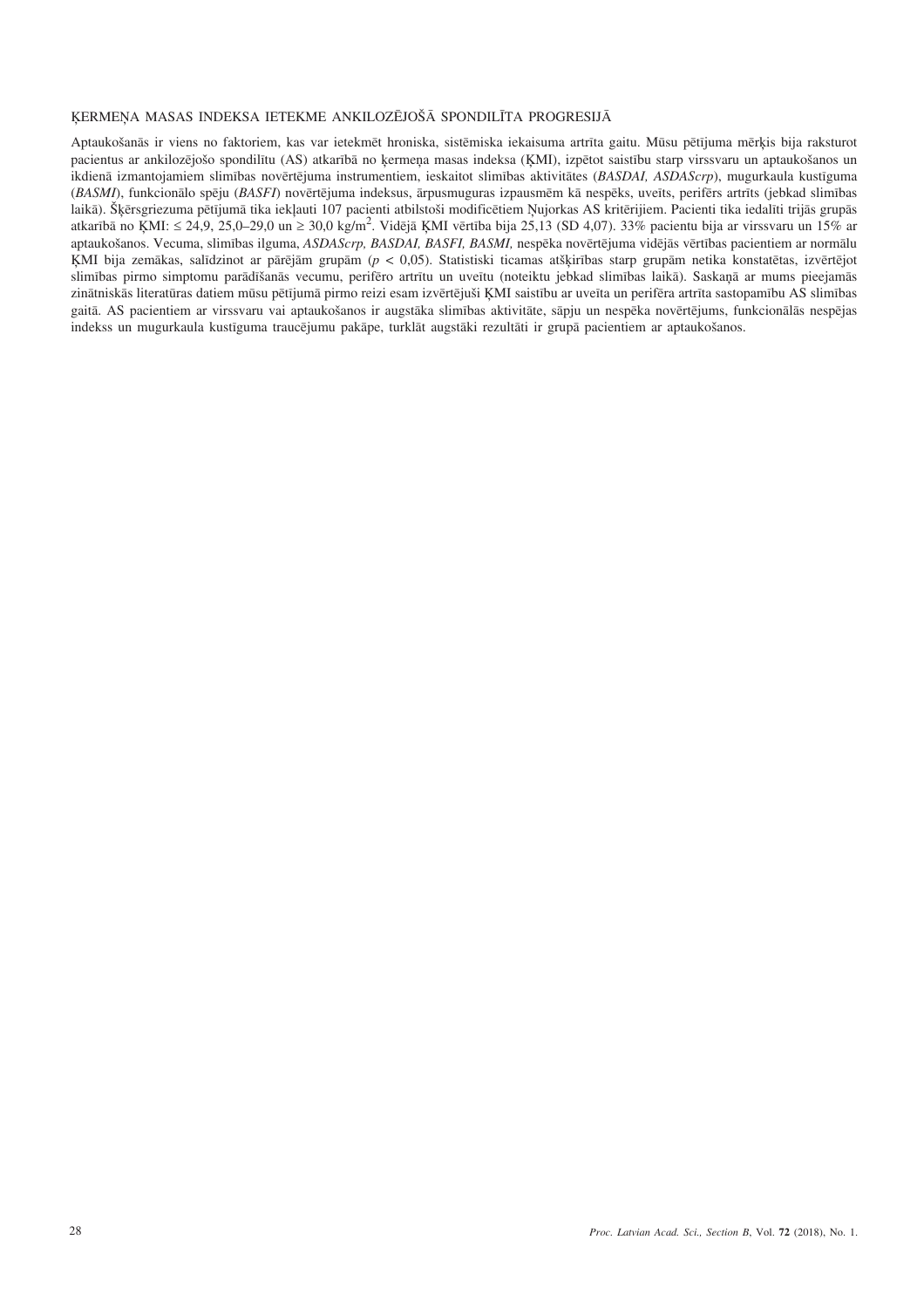## ĶERMEŅA MASAS INDEKSA IETEKME ANKILOZĒJOŠĀ SPONDILĪTA PROGRESIJĀ

Aptaukošanās ir viens no faktoriem, kas var ietekmēt hroniska, sistēmiska iekaisuma artrīta gaitu. Mūsu pētījuma mērķis bija raksturot pacientus ar ankilozējošo spondilītu (AS) atkarībā no ķermeņa masas indeksa (ĶMI), izpētot saistību starp virssvaru un aptaukošanos un ikdienā izmantojamiem slimības novērtējuma instrumentiem, ieskaitot slimības aktivitātes (*BASDAI, ASDAScrp*), mugurkaula kustīguma (*BASMI*), funkcionālo spēju (*BASFI*) novērtējuma indeksus, ārpusmuguras izpausmēm kā nespēks, uveīts, perifērs artrīts (jebkad slimības laikā). Šķērsgriezuma pētījumā tika iekļauti 107 pacienti atbilstoši modificētiem Ņujorkas AS kritērijiem. Pacienti tika iedalīti trijās grupās atkarībā no ĶMI: ≤ 24,9, 25,0–29,0 un ≥ 30,0 kg/m$^2$. Vidējā ĶMI vērtība bija 25,13 (SD 4,07). 33% pacientu bija ar virssvaru un 15% ar aptaukošanos. Vecuma, slimības ilguma, *ASDAScrp, BASDAI, BASFI, BASMI,* nespēka novērtējuma vidējās vērtības pacientiem ar normālu ĶMI bija zemākas, salīdzinot ar pārējām grupām ($p$ < 0,05). Statistiski ticamas atšķirības starp grupām netika konstatētas, izvērtējot slimības pirmo simptomu parādīšanās vecumu, perifēro artrītu un uveītu (noteiktu jebkad slimības laikā). Saskaņā ar mums pieejamās zinātniskās literatūras datiem mūsu pētījumā pirmo reizi esam izvērtējuši ĶMI saistību ar uveīta un perifēra artrīta sastopamību AS slimības gaitā. AS pacientiem ar virssvaru vai aptaukošanos ir augstāka slimības aktivitāte, sāpju un nespēka novērtējums, funkcionālās nespējas indekss un mugurkaula kustīguma traucējumu pakāpe, turklāt augstāki rezultāti ir grupā pacientiem ar aptaukošanos.